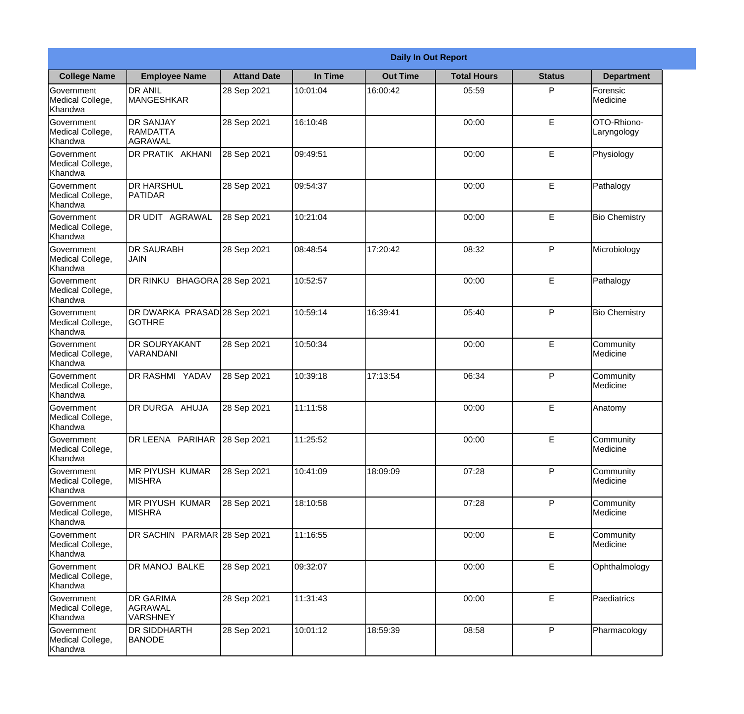| Daily In Out Report | | | | | | | |
|---|---|---|---|---|---|---|---|
| **College Name** | **Employee Name** | **Attand Date** | **In Time** | **Out Time** | **Total Hours** | **Status** | **Department** |
| Government Medical College, Khandwa | DR ANIL MANGESHKAR | 28 Sep 2021 | 10:01:04 | 16:00:42 | 05:59 | P | Forensic Medicine |
| Government Medical College, Khandwa | DR SANJAY RAMDATTA AGRAWAL | 28 Sep 2021 | 16:10:48 | | 00:00 | E | OTO-Rhiono-Laryngology |
| Government Medical College, Khandwa | DR PRATIK AKHANI | 28 Sep 2021 | 09:49:51 | | 00:00 | E | Physiology |
| Government Medical College, Khandwa | DR HARSHUL PATIDAR | 28 Sep 2021 | 09:54:37 | | 00:00 | E | Pathalogy |
| Government Medical College, Khandwa | DR UDIT AGRAWAL | 28 Sep 2021 | 10:21:04 | | 00:00 | E | Bio Chemistry |
| Government Medical College, Khandwa | DR SAURABH JAIN | 28 Sep 2021 | 08:48:54 | 17:20:42 | 08:32 | P | Microbiology |
| Government Medical College, Khandwa | DR RINKU BHAGORA | 28 Sep 2021 | 10:52:57 | | 00:00 | E | Pathalogy |
| Government Medical College, Khandwa | DR DWARKA PRASAD GOTHRE | 28 Sep 2021 | 10:59:14 | 16:39:41 | 05:40 | P | Bio Chemistry |
| Government Medical College, Khandwa | DR SOURYAKANT VARANDANI | 28 Sep 2021 | 10:50:34 | | 00:00 | E | Community Medicine |
| Government Medical College, Khandwa | DR RASHMI YADAV | 28 Sep 2021 | 10:39:18 | 17:13:54 | 06:34 | P | Community Medicine |
| Government Medical College, Khandwa | DR DURGA AHUJA | 28 Sep 2021 | 11:11:58 | | 00:00 | E | Anatomy |
| Government Medical College, Khandwa | DR LEENA PARIHAR | 28 Sep 2021 | 11:25:52 | | 00:00 | E | Community Medicine |
| Government Medical College, Khandwa | MR PIYUSH KUMAR MISHRA | 28 Sep 2021 | 10:41:09 | 18:09:09 | 07:28 | P | Community Medicine |
| Government Medical College, Khandwa | MR PIYUSH KUMAR MISHRA | 28 Sep 2021 | 18:10:58 | | 07:28 | P | Community Medicine |
| Government Medical College, Khandwa | DR SACHIN PARMAR | 28 Sep 2021 | 11:16:55 | | 00:00 | E | Community Medicine |
| Government Medical College, Khandwa | DR MANOJ BALKE | 28 Sep 2021 | 09:32:07 | | 00:00 | E | Ophthalmology |
| Government Medical College, Khandwa | DR GARIMA AGRAWAL VARSHNEY | 28 Sep 2021 | 11:31:43 | | 00:00 | E | Paediatrics |
| Government Medical College, Khandwa | DR SIDDHARTH BANODE | 28 Sep 2021 | 10:01:12 | 18:59:39 | 08:58 | P | Pharmacology |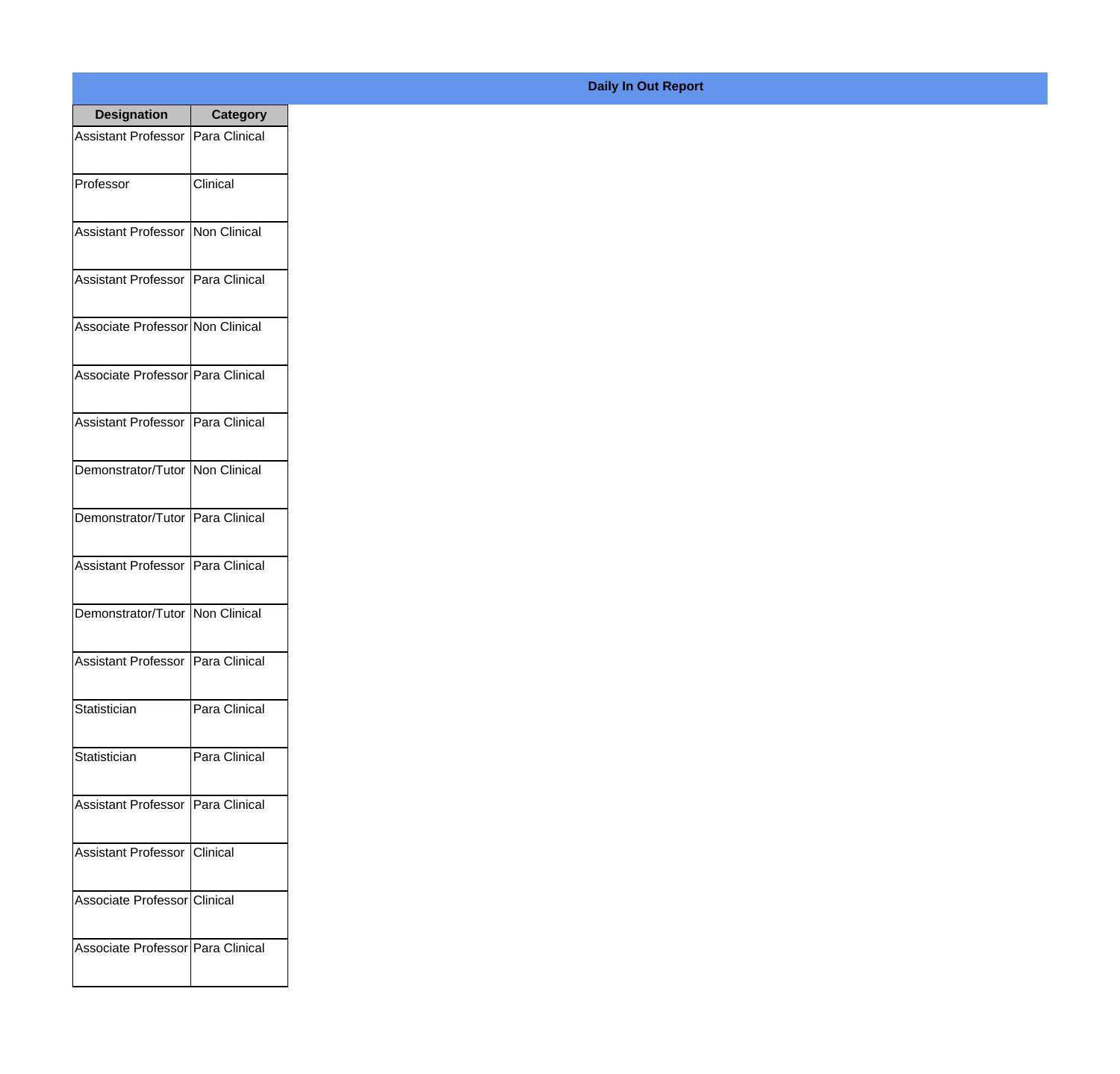## Daily In Out Report

| Designation | Category |
| --- | --- |
| Assistant Professor | Para Clinical |
| Professor | Clinical |
| Assistant Professor | Non Clinical |
| Assistant Professor | Para Clinical |
| Associate Professor | Non Clinical |
| Associate Professor | Para Clinical |
| Assistant Professor | Para Clinical |
| Demonstrator/Tutor | Non Clinical |
| Demonstrator/Tutor | Para Clinical |
| Assistant Professor | Para Clinical |
| Demonstrator/Tutor | Non Clinical |
| Assistant Professor | Para Clinical |
| Statistician | Para Clinical |
| Statistician | Para Clinical |
| Assistant Professor | Para Clinical |
| Assistant Professor | Clinical |
| Associate Professor | Clinical |
| Associate Professor | Para Clinical |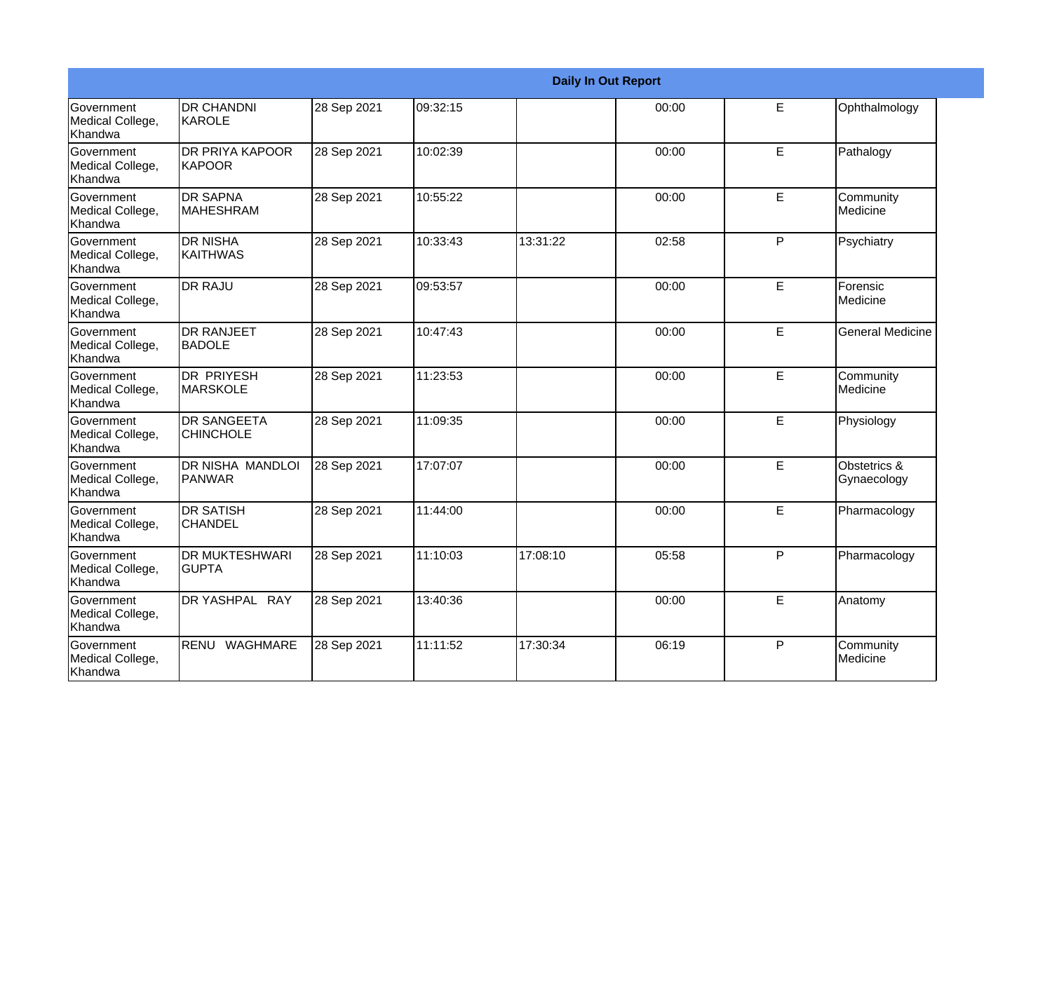**Daily In Out Report**

| | | | | | | | |
|---|---|---|---|---|---|---|---|
| Government Medical College, Khandwa | DR CHANDNI KAROLE | 28 Sep 2021 | 09:32:15 | | 00:00 | E | Ophthalmology |
| Government Medical College, Khandwa | DR PRIYA KAPOOR KAPOOR | 28 Sep 2021 | 10:02:39 | | 00:00 | E | Pathalogy |
| Government Medical College, Khandwa | DR SAPNA MAHESHRAM | 28 Sep 2021 | 10:55:22 | | 00:00 | E | Community Medicine |
| Government Medical College, Khandwa | DR NISHA KAITHWAS | 28 Sep 2021 | 10:33:43 | 13:31:22 | 02:58 | P | Psychiatry |
| Government Medical College, Khandwa | DR RAJU | 28 Sep 2021 | 09:53:57 | | 00:00 | E | Forensic Medicine |
| Government Medical College, Khandwa | DR RANJEET BADOLE | 28 Sep 2021 | 10:47:43 | | 00:00 | E | General Medicine |
| Government Medical College, Khandwa | DR PRIYESH MARSKOLE | 28 Sep 2021 | 11:23:53 | | 00:00 | E | Community Medicine |
| Government Medical College, Khandwa | DR SANGEETA CHINCHOLE | 28 Sep 2021 | 11:09:35 | | 00:00 | E | Physiology |
| Government Medical College, Khandwa | DR NISHA MANDLOI PANWAR | 28 Sep 2021 | 17:07:07 | | 00:00 | E | Obstetrics & Gynaecology |
| Government Medical College, Khandwa | DR SATISH CHANDEL | 28 Sep 2021 | 11:44:00 | | 00:00 | E | Pharmacology |
| Government Medical College, Khandwa | DR MUKTESHWARI GUPTA | 28 Sep 2021 | 11:10:03 | 17:08:10 | 05:58 | P | Pharmacology |
| Government Medical College, Khandwa | DR YASHPAL RAY | 28 Sep 2021 | 13:40:36 | | 00:00 | E | Anatomy |
| Government Medical College, Khandwa | RENU WAGHMARE | 28 Sep 2021 | 11:11:52 | 17:30:34 | 06:19 | P | Community Medicine |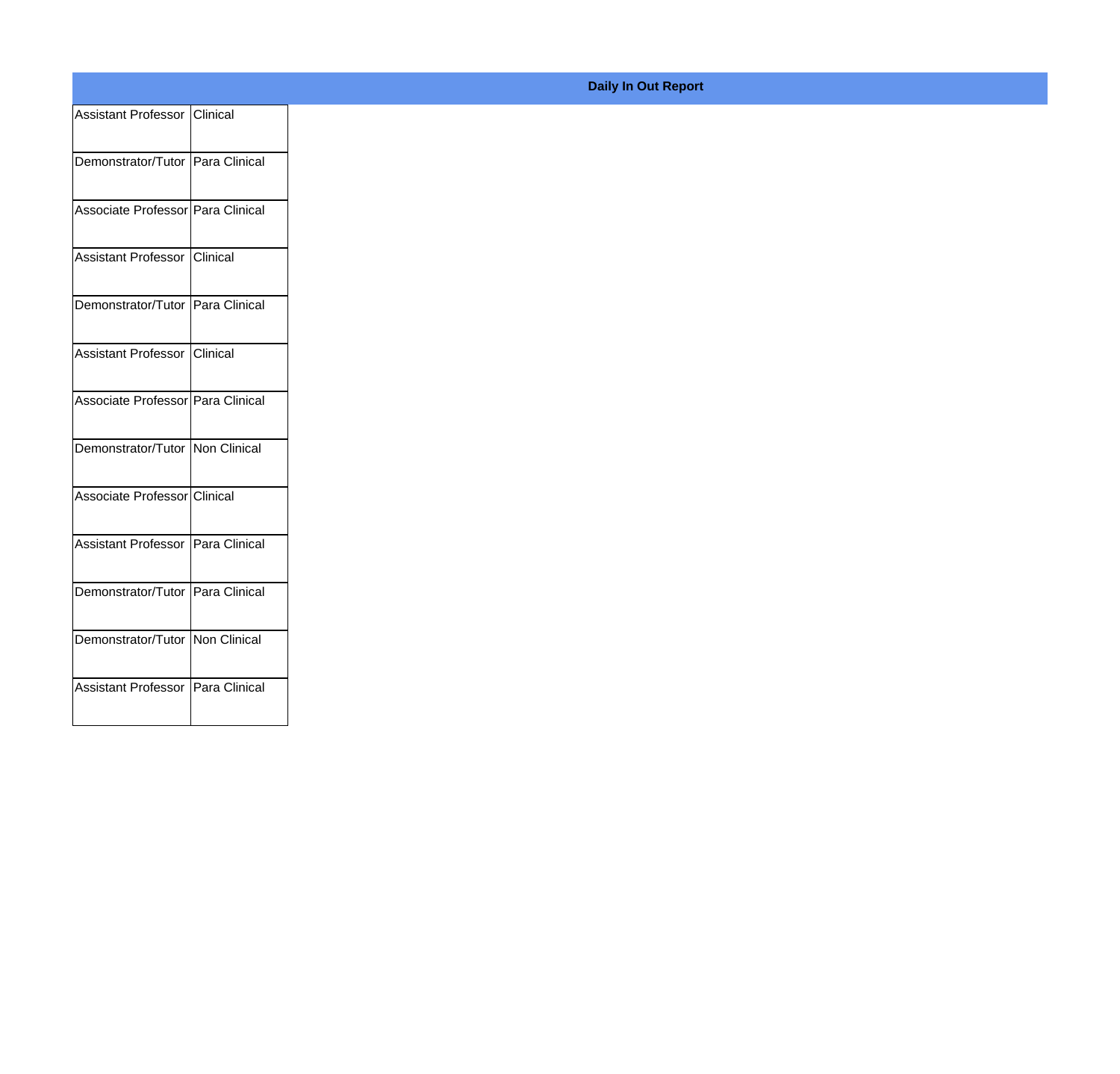**Daily In Out Report**

| | |
|---|---|
| Assistant Professor | Clinical |
| Demonstrator/Tutor | Para Clinical |
| Associate Professor | Para Clinical |
| Assistant Professor | Clinical |
| Demonstrator/Tutor | Para Clinical |
| Assistant Professor | Clinical |
| Associate Professor | Para Clinical |
| Demonstrator/Tutor | Non Clinical |
| Associate Professor | Clinical |
| Assistant Professor | Para Clinical |
| Demonstrator/Tutor | Para Clinical |
| Demonstrator/Tutor | Non Clinical |
| Assistant Professor | Para Clinical |